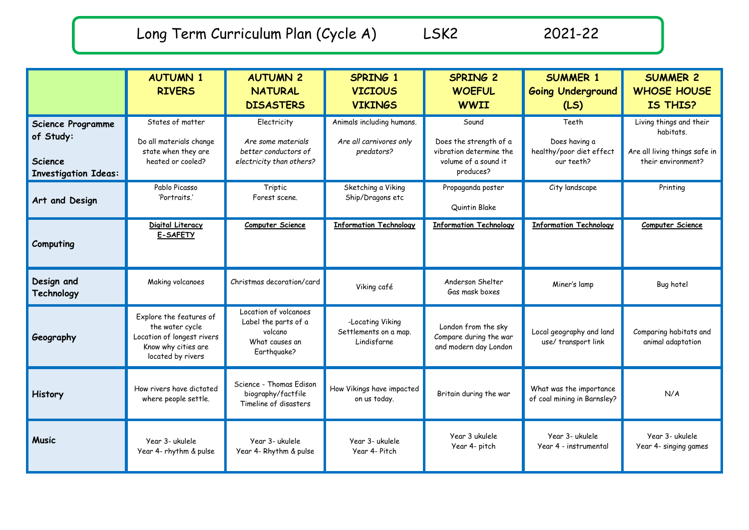# Long Term Curriculum Plan (Cycle A) LSK2 2021-22

| | AUTUMN 1 RIVERS | AUTUMN 2 NATURAL DISASTERS | SPRING 1 VICIOUS VIKINGS | SPRING 2 WOEFUL WWII | SUMMER 1 Going Underground (LS) | SUMMER 2 WHOSE HOUSE IS THIS? |
|---|---|---|---|---|---|---|
| **Science Programme of Study:** **Science Investigation Ideas:** | States of matter Do all materials change state when they are heated or cooled? | Electricity *Are some materials better conductors of electricity than others?* | Animals including humans. *Are all carnivores only predators?* | Sound Does the strength of a vibration determine the volume of a sound it produces? | Teeth Does having a healthy/poor diet effect our teeth? | Living things and their habitats. Are all living things safe in their environment? |
| **Art and Design** | Pablo Picasso 'Portraits.' | Triptic Forest scene. | Sketching a Viking Ship/Dragons etc | Propaganda poster Quintin Blake | City landscape | Printing |
| **Computing** | **Digital Literacy E-SAFETY** | **Computer Science** | **Information Technology** | **Information Technology** | **Information Technology** | **Computer Science** |
| **Design and Technology** | Making volcanoes | Christmas decoration/card | Viking café | Anderson Shelter Gas mask boxes | Miner's lamp | Bug hotel |
| **Geography** | Explore the features of the water cycle Location of longest rivers Know why cities are located by rivers | Location of volcanoes Label the parts of a volcano What causes an Earthquake? | -Locating Viking Settlements on a map. Lindisfarne | London from the sky Compare during the war and modern day London | Local geography and land use/ transport link | Comparing habitats and animal adaptation |
| **History** | How rivers have dictated where people settle. | Science - Thomas Edison biography/factfile Timeline of disasters | How Vikings have impacted on us today. | Britain during the war | What was the importance of coal mining in Barnsley? | N/A |
| **Music** | Year 3- ukulele Year 4- rhythm & pulse | Year 3- ukulele Year 4- Rhythm & pulse | Year 3- ukulele Year 4- Pitch | Year 3 ukulele Year 4- pitch | Year 3- ukulele Year 4 - instrumental | Year 3- ukulele Year 4- singing games |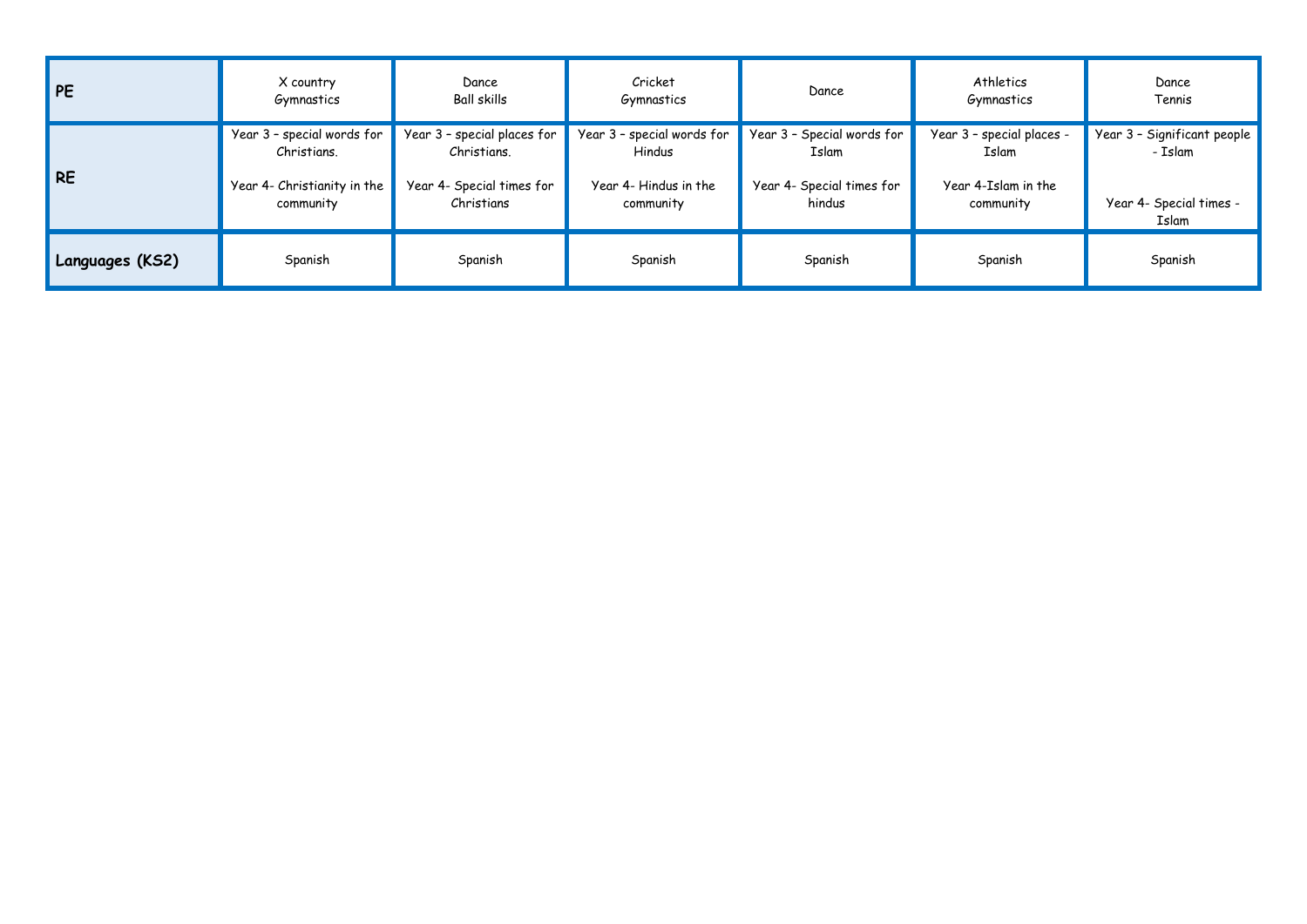| | | | | | | |
|---|---|---|---|---|---|---|
| **PE** | X country<br>Gymnastics | Dance<br>Ball skills | Cricket<br>Gymnastics | Dance | Athletics<br>Gymnastics | Dance<br>Tennis |
| **RE** | Year 3 – special words for Christians.<br><br>Year 4- Christianity in the community | Year 3 – special places for Christians.<br><br>Year 4- Special times for Christians | Year 3 – special words for Hindus<br><br>Year 4- Hindus in the community | Year 3 – Special words for Islam<br><br>Year 4- Special times for hindus | Year 3 – special places - Islam<br><br>Year 4-Islam in the community | Year 3 – Significant people - Islam<br><br>Year 4- Special times - Islam |
| **Languages (KS2)** | Spanish | Spanish | Spanish | Spanish | Spanish | Spanish |